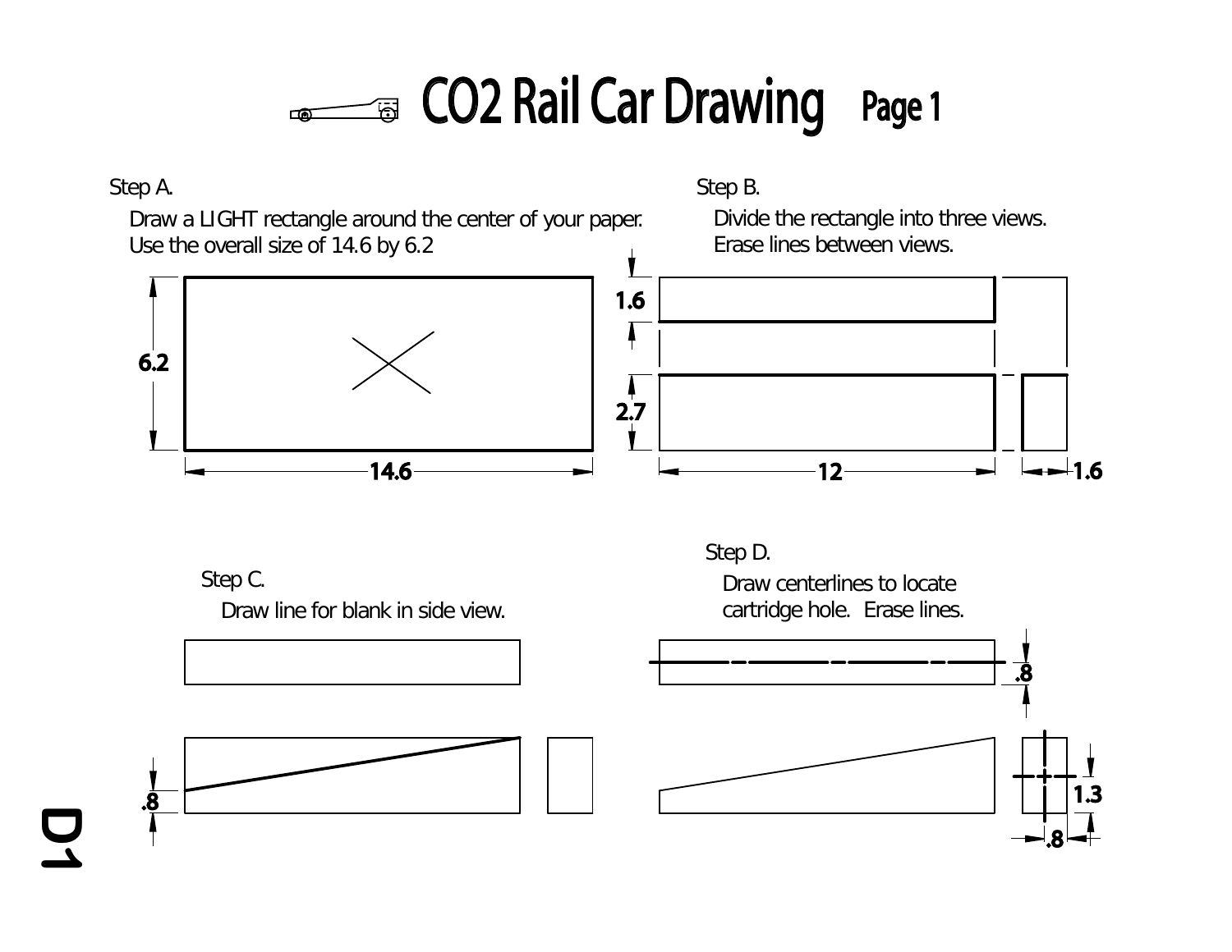# CO2 Rail Car Drawing Page 1

**Step A.**

Draw a LIGHT rectangle around the center of your paper.
Use the overall size of 14.6 by 6.2

6.2

14.6

**Step B.**

Divide the rectangle into three views.
Erase lines between views.

1.6

2.7

12

1.6

**Step C.**

Draw line for blank in side view.

.8

**Step D.**

Draw centerlines to locate cartridge hole. Erase lines.

.8

1.3

.8

D1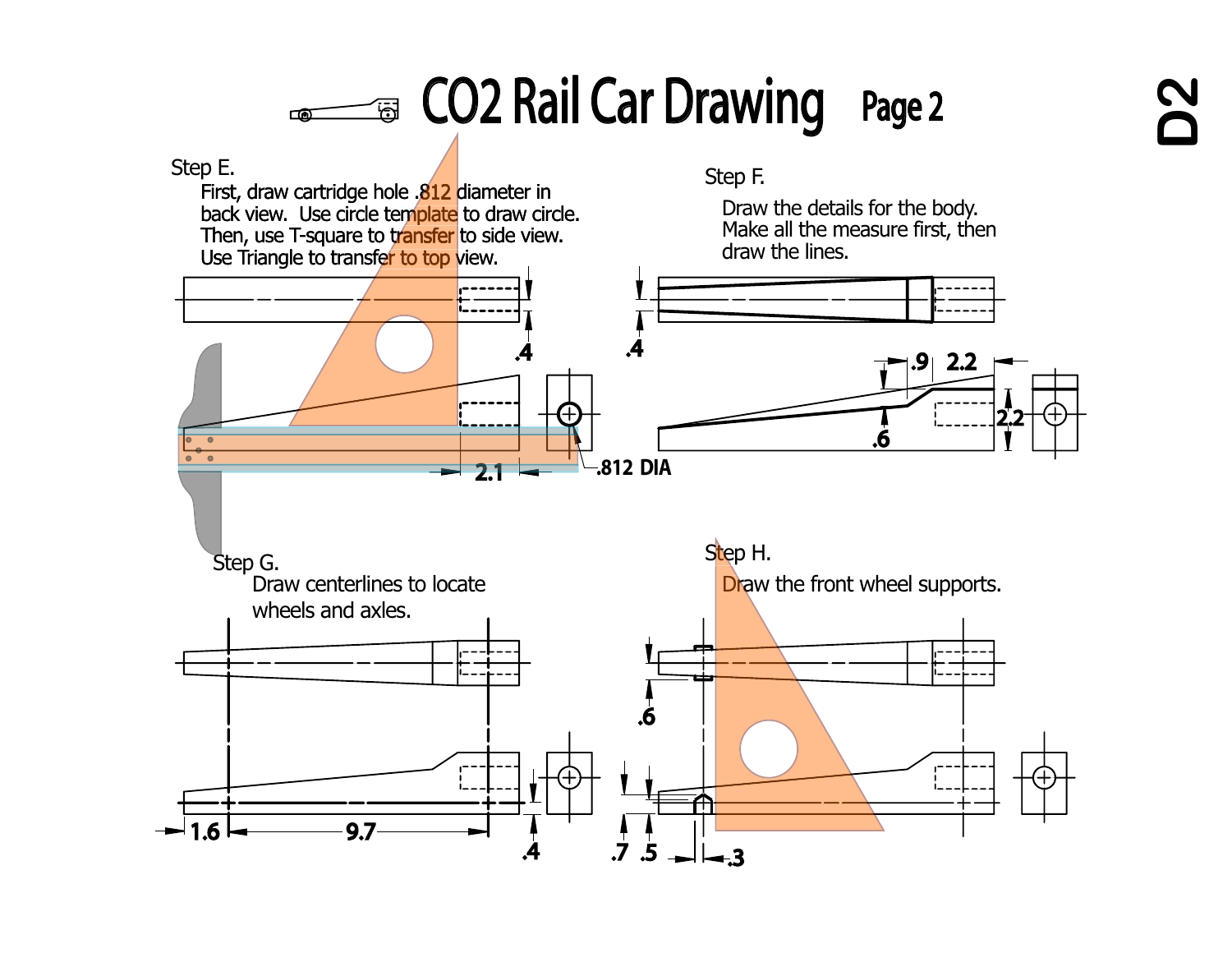# CO2 Rail Car Drawing Page 2

D2

## Step E.

First, draw cartridge hole .812 diameter in back view. Use circle template to draw circle. Then, use T-square to transfer to side view. Use Triangle to transfer to top view.

.4

2.1

.812 DIA

## Step F.

Draw the details for the body. Make all the measure first, then draw the lines.

.4

.9 2.2

.6

2.2

## Step G.

Draw centerlines to locate wheels and axles.

1.6 9.7

.4

## Step H.

Draw the front wheel supports.

.6

.7 .5 .3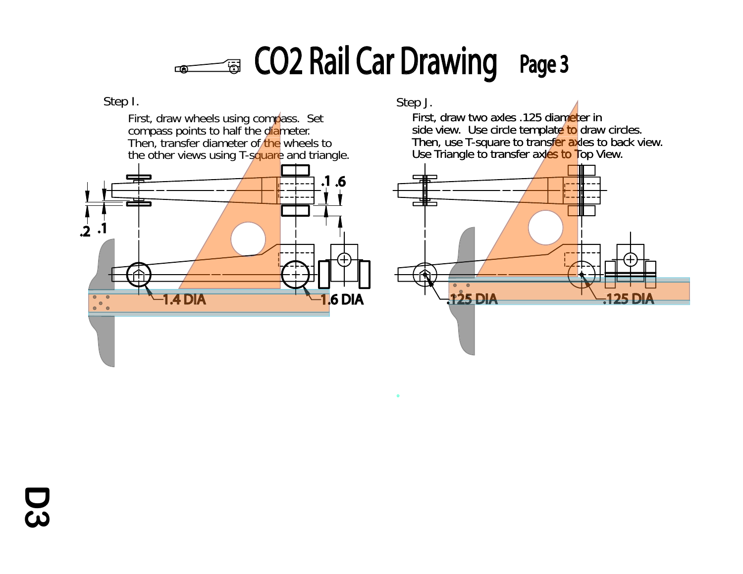# CO2 Rail Car Drawing Page 3

Step I.

First, draw wheels using compass. Set compass points to half the diameter. Then, transfer diameter of the wheels to the other views using T-square and triangle.

.2 .1

.1 .6

1.4 DIA

1.6 DIA

Step J.

First, draw two axles .125 diameter in side view. Use circle template to draw circles. Then, use T-square to transfer axles to back view. Use Triangle to transfer axles to Top View.

.125 DIA

.125 DIA

D3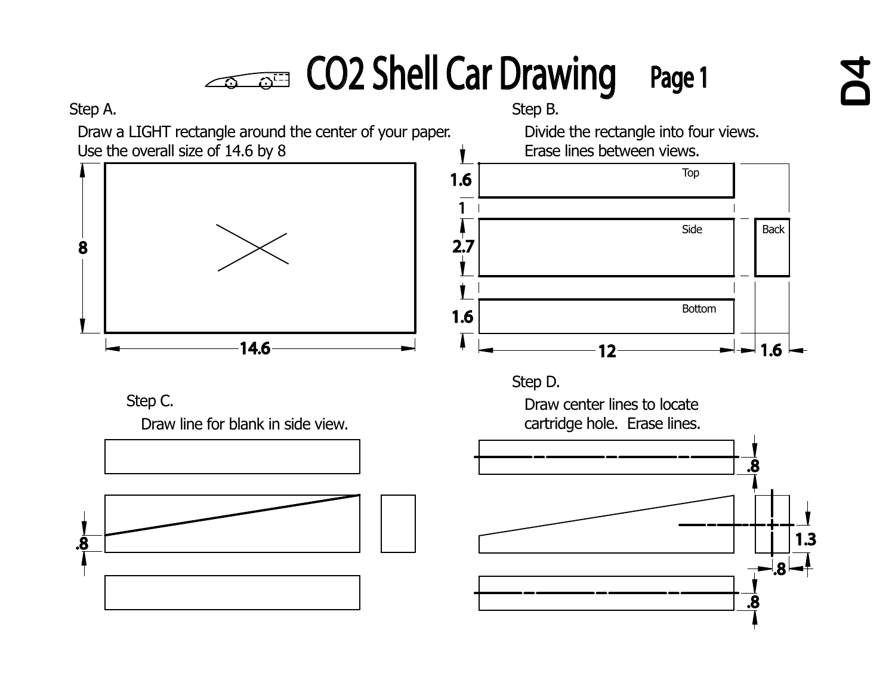# $CO_2$ Shell Car Drawing Page 1

D4

### Step A.

Draw a LIGHT rectangle around the center of your paper.
Use the overall size of 14.6 by 8

8

14.6

### Step B.

Divide the rectangle into four views.
Erase lines between views.

1.6

1

2.7

1.6

Top

Side

Back

Bottom

12

1.6

### Step C.

Draw line for blank in side view.

.8

### Step D.

Draw center lines to locate cartridge hole. Erase lines.

.8

1.3

.8

.8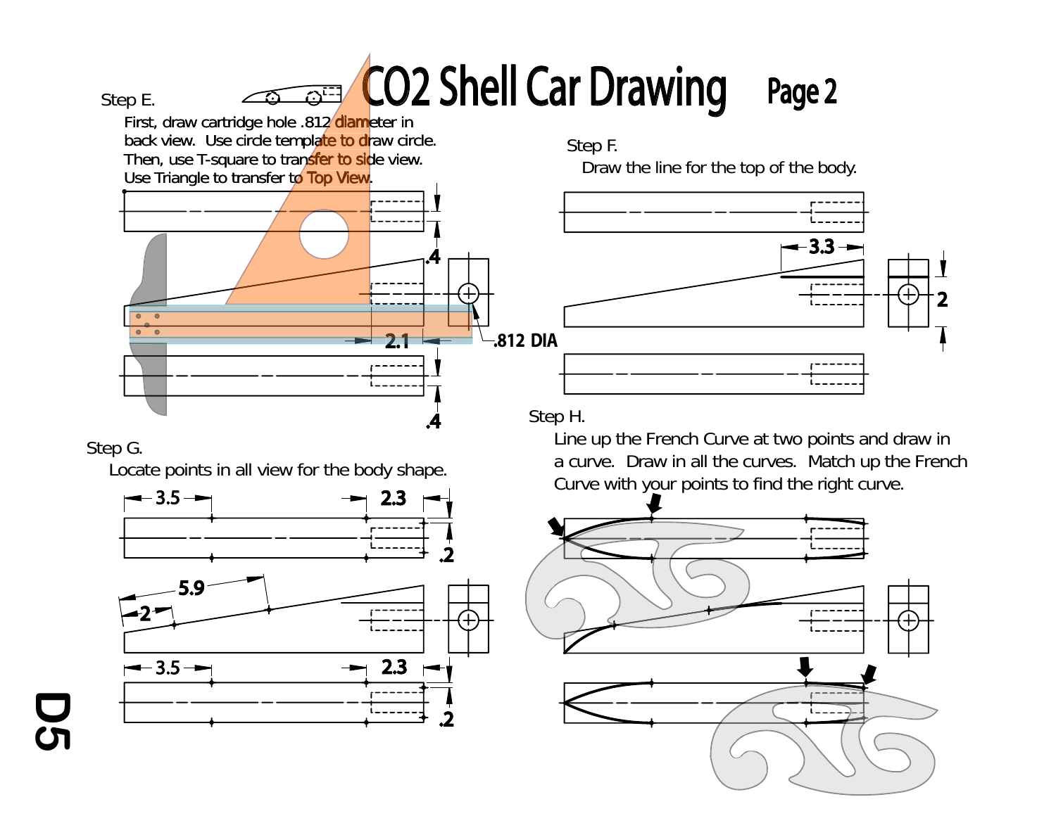# $CO_2$ Shell Car Drawing

## Page 2

### Step E.

First, draw cartridge hole .812 diameter in back view. Use circle template to draw circle. Then, use T-square to transfer to side view. Use Triangle to transfer to Top View.

.4

2.1

.812 DIA

.4

### Step F.

Draw the line for the top of the body.

3.3

2

### Step G.

Locate points in all view for the body shape.

3.5

2.3

.2

5.9

2

3.5

2.3

.2

### Step H.

Line up the French Curve at two points and draw in a curve. Draw in all the curves. Match up the French Curve with your points to find the right curve.

D5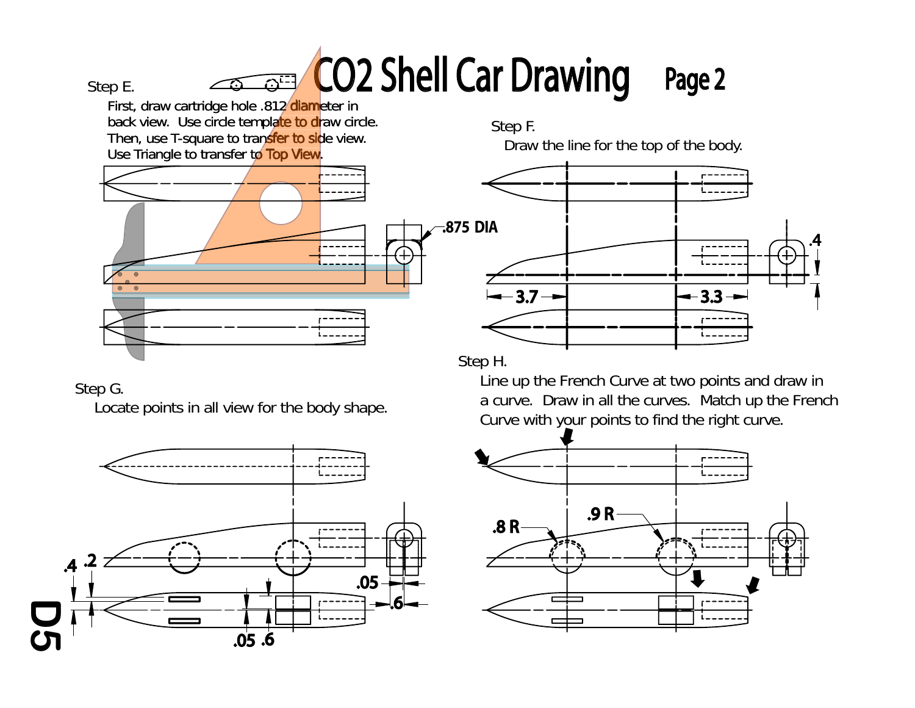# CO2 Shell Car Drawing Page 2

Step E.

First, draw cartridge hole .812 diameter in back view. Use circle template to draw circle. Then, use T-square to transfer to side view. Use Triangle to transfer to Top View.

.875 DIA

Step F.

Draw the line for the top of the body.

3.7 3.3 .4

Step G.

Locate points in all view for the body shape.

.4 .2 .05 .6 .05 .6

Step H.

Line up the French Curve at two points and draw in a curve. Draw in all the curves. Match up the French Curve with your points to find the right curve.

.8 R .9 R

D5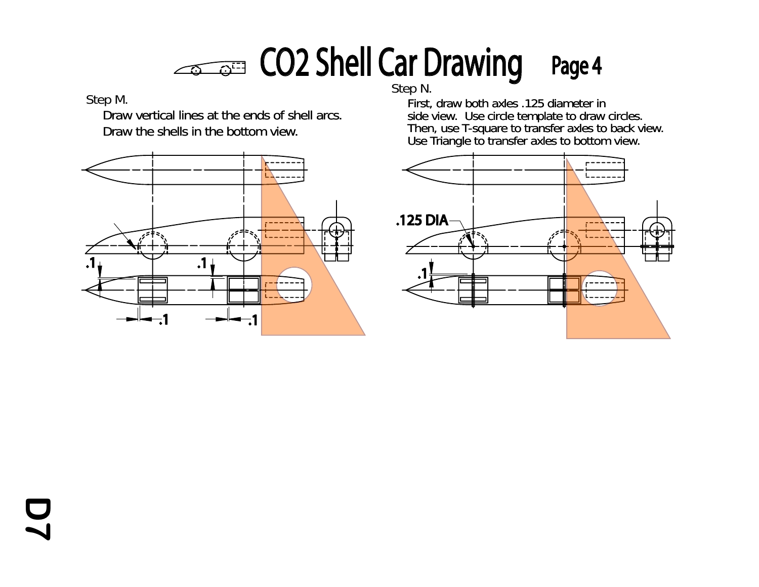# CO2 Shell Car Drawing Page 4

Step M.

Draw vertical lines at the ends of shell arcs.

Draw the shells in the bottom view.

.1

.1

.1

.1

Step N.

First, draw both axles .125 diameter in side view. Use circle template to draw circles. Then, use T-square to transfer axles to back view. Use Triangle to transfer axles to bottom view.

.125 DIA

.1

D7